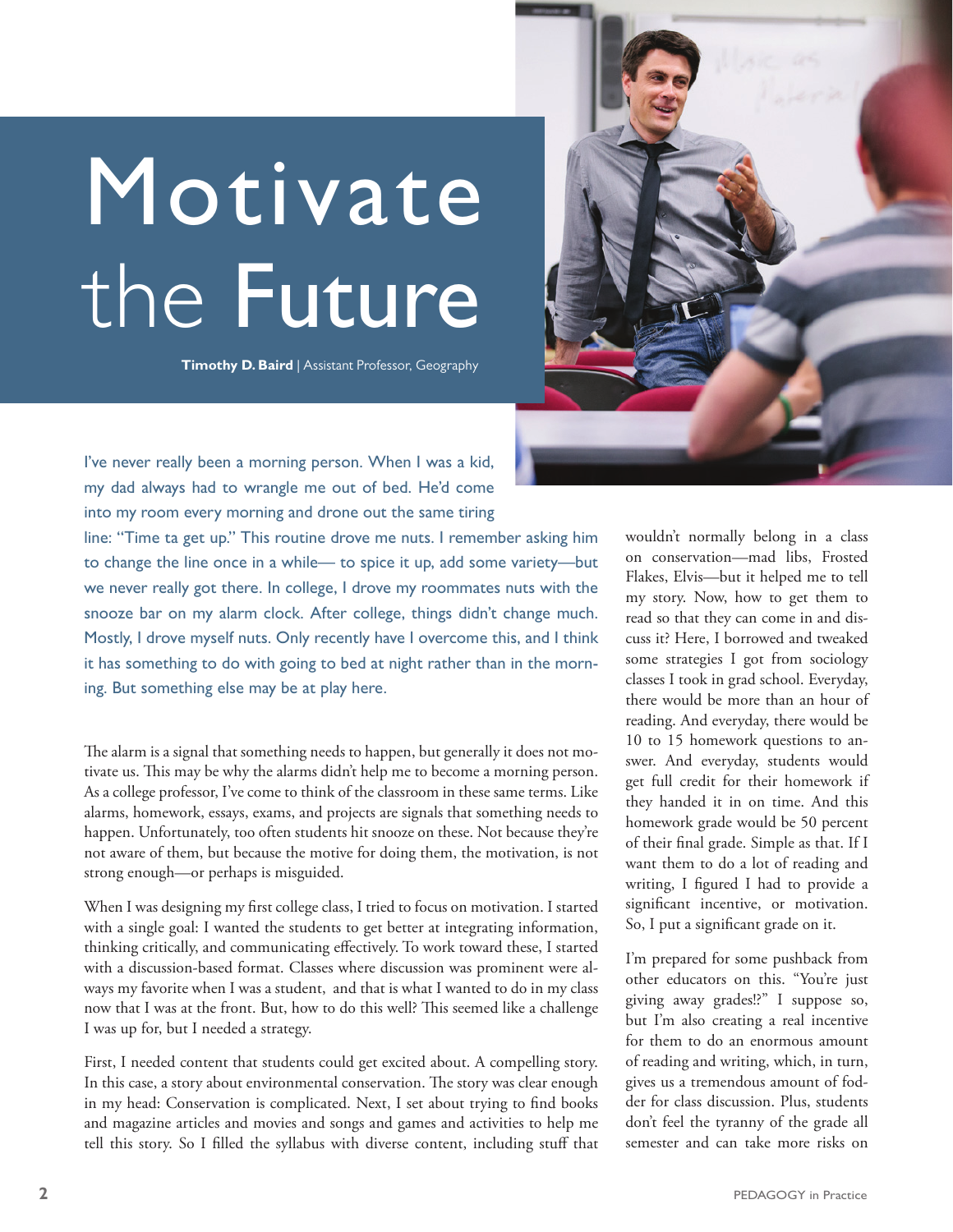# Motivate the Future

**Timothy D. Baird** | Assistant Professor, Geography

I've never really been a morning person. When I was a kid, my dad always had to wrangle me out of bed. He'd come into my room every morning and drone out the same tiring line: "Time ta get up." This routine drove me nuts. I remember asking him to change the line once in a while— to spice it up, add some variety—but we never really got there. In college, I drove my roommates nuts with the snooze bar on my alarm clock. After college, things didn't change much. Mostly, I drove myself nuts. Only recently have I overcome this, and I think it has something to do with going to bed at night rather than in the morning. But something else may be at play here.

The alarm is a signal that something needs to happen, but generally it does not motivate us. This may be why the alarms didn't help me to become a morning person. As a college professor, I've come to think of the classroom in these same terms. Like alarms, homework, essays, exams, and projects are signals that something needs to happen. Unfortunately, too often students hit snooze on these. Not because they're not aware of them, but because the motive for doing them, the motivation, is not strong enough—or perhaps is misguided.

When I was designing my first college class, I tried to focus on motivation. I started with a single goal: I wanted the students to get better at integrating information, thinking critically, and communicating effectively. To work toward these, I started with a discussion-based format. Classes where discussion was prominent were always my favorite when I was a student, and that is what I wanted to do in my class now that I was at the front. But, how to do this well? This seemed like a challenge I was up for, but I needed a strategy.

First, I needed content that students could get excited about. A compelling story. In this case, a story about environmental conservation. The story was clear enough in my head: Conservation is complicated. Next, I set about trying to find books and magazine articles and movies and songs and games and activities to help me tell this story. So I filled the syllabus with diverse content, including stuff that wouldn't normally belong in a class on conservation—mad libs, Frosted Flakes, Elvis—but it helped me to tell my story. Now, how to get them to read so that they can come in and discuss it? Here, I borrowed and tweaked some strategies I got from sociology classes I took in grad school. Everyday, there would be more than an hour of reading. And everyday, there would be 10 to 15 homework questions to answer. And everyday, students would get full credit for their homework if they handed it in on time. And this homework grade would be 50 percent of their final grade. Simple as that. If I want them to do a lot of reading and writing, I figured I had to provide a significant incentive, or motivation. So, I put a significant grade on it.

I'm prepared for some pushback from other educators on this. "You're just giving away grades!?" I suppose so, but I'm also creating a real incentive for them to do an enormous amount of reading and writing, which, in turn, gives us a tremendous amount of fodder for class discussion. Plus, students don't feel the tyranny of the grade all semester and can take more risks on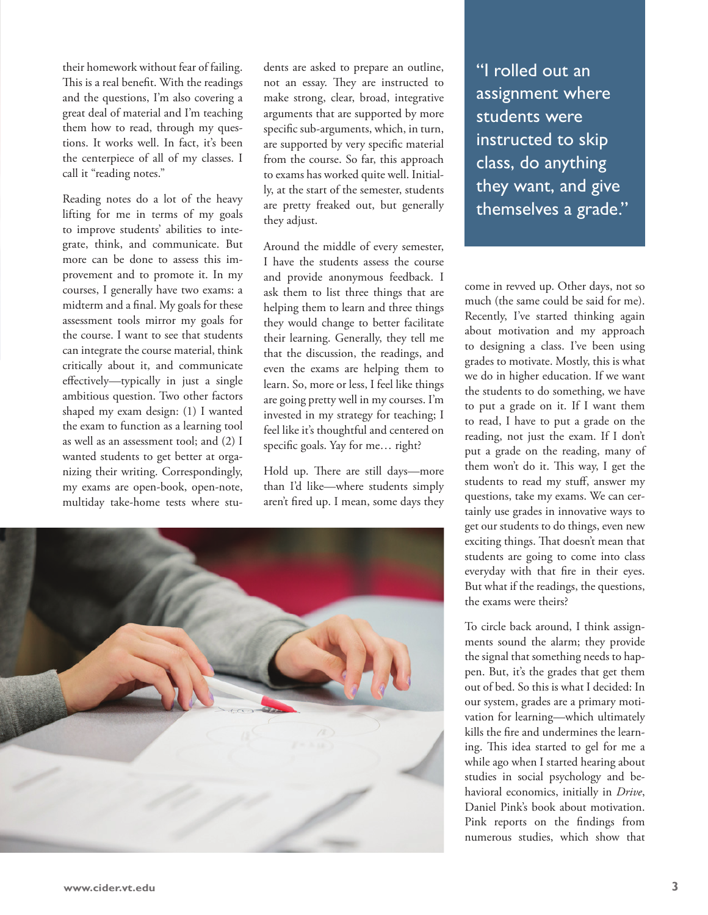their homework without fear of failing. This is a real benefit. With the readings and the questions, I'm also covering a great deal of material and I'm teaching them how to read, through my questions. It works well. In fact, it's been the centerpiece of all of my classes. I call it "reading notes."

Reading notes do a lot of the heavy lifting for me in terms of my goals to improve students' abilities to integrate, think, and communicate. But more can be done to assess this improvement and to promote it. In my courses, I generally have two exams: a midterm and a final. My goals for these assessment tools mirror my goals for the course. I want to see that students can integrate the course material, think critically about it, and communicate effectively—typically in just a single ambitious question. Two other factors shaped my exam design: (1) I wanted the exam to function as a learning tool as well as an assessment tool; and (2) I wanted students to get better at organizing their writing. Correspondingly, my exams are open-book, open-note, multiday take-home tests where students are asked to prepare an outline, not an essay. They are instructed to make strong, clear, broad, integrative arguments that are supported by more specific sub-arguments, which, in turn, are supported by very specific material from the course. So far, this approach to exams has worked quite well. Initially, at the start of the semester, students are pretty freaked out, but generally they adjust.

Around the middle of every semester, I have the students assess the course and provide anonymous feedback. I ask them to list three things that are helping them to learn and three things they would change to better facilitate their learning. Generally, they tell me that the discussion, the readings, and even the exams are helping them to learn. So, more or less, I feel like things are going pretty well in my courses. I'm invested in my strategy for teaching; I feel like it's thoughtful and centered on specific goals. Yay for me… right?

Hold up. There are still days—more than I'd like—where students simply aren't fired up. I mean, some days they come in revved up. Other days, not so much (the same could be said for me). Recently, I've started thinking again about motivation and my approach to designing a class. I've been using grades to motivate. Mostly, this is what we do in higher education. If we want the students to do something, we have to put a grade on it. If I want them to read, I have to put a grade on the reading, not just the exam. If I don't put a grade on the reading, many of them won't do it. This way, I get the students to read my stuff, answer my questions, take my exams. We can certainly use grades in innovative ways to get our students to do things, even new exciting things. That doesn't mean that students are going to come into class everyday with that fire in their eyes. But what if the readings, the questions, the exams were theirs?

> "I rolled out an assignment where students were instructed to skip class, do anything they want, and give themselves a grade."

To circle back around, I think assignments sound the alarm; they provide the signal that something needs to happen. But, it's the grades that get them out of bed. So this is what I decided: In our system, grades are a primary motivation for learning—which ultimately kills the fire and undermines the learning. This idea started to gel for me a while ago when I started hearing about studies in social psychology and behavioral economics, initially in *Drive*, Daniel Pink's book about motivation. Pink reports on the findings from numerous studies, which show that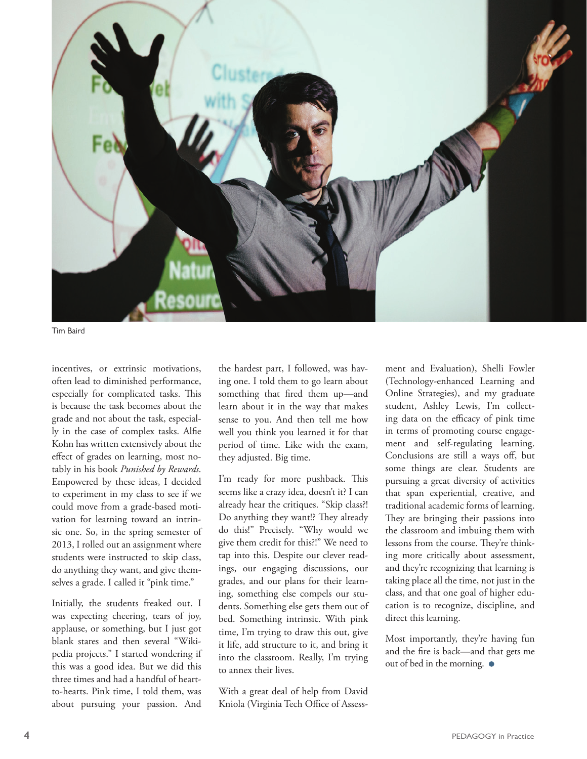Tim Baird

incentives, or extrinsic motivations, often lead to diminished performance, especially for complicated tasks. This is because the task becomes about the grade and not about the task, especially in the case of complex tasks. Alfie Kohn has written extensively about the effect of grades on learning, most notably in his book *Punished by Rewards*. Empowered by these ideas, I decided to experiment in my class to see if we could move from a grade-based motivation for learning toward an intrinsic one. So, in the spring semester of 2013, I rolled out an assignment where students were instructed to skip class, do anything they want, and give themselves a grade. I called it "pink time."

Initially, the students freaked out. I was expecting cheering, tears of joy, applause, or something, but I just got blank stares and then several "Wikipedia projects." I started wondering if this was a good idea. But we did this three times and had a handful of heart-to-hearts. Pink time, I told them, was about pursuing your passion. And the hardest part, I followed, was having one. I told them to go learn about something that fired them up—and learn about it in the way that makes sense to you. And then tell me how well you think you learned it for that period of time. Like with the exam, they adjusted. Big time.

I'm ready for more pushback. This seems like a crazy idea, doesn't it? I can already hear the critiques. "Skip class?! Do anything they want!? They already do this!" Precisely. "Why would we give them credit for this?!" We need to tap into this. Despite our clever readings, our engaging discussions, our grades, and our plans for their learning, something else compels our students. Something else gets them out of bed. Something intrinsic. With pink time, I'm trying to draw this out, give it life, add structure to it, and bring it into the classroom. Really, I'm trying to annex their lives.

With a great deal of help from David Kniola (Virginia Tech Office of Assessment and Evaluation), Shelli Fowler (Technology-enhanced Learning and Online Strategies), and my graduate student, Ashley Lewis, I'm collecting data on the efficacy of pink time in terms of promoting course engagement and self-regulating learning. Conclusions are still a ways off, but some things are clear. Students are pursuing a great diversity of activities that span experiential, creative, and traditional academic forms of learning. They are bringing their passions into the classroom and imbuing them with lessons from the course. They're thinking more critically about assessment, and they're recognizing that learning is taking place all the time, not just in the class, and that one goal of higher education is to recognize, discipline, and direct this learning.

Most importantly, they're having fun and the fire is back—and that gets me out of bed in the morning.